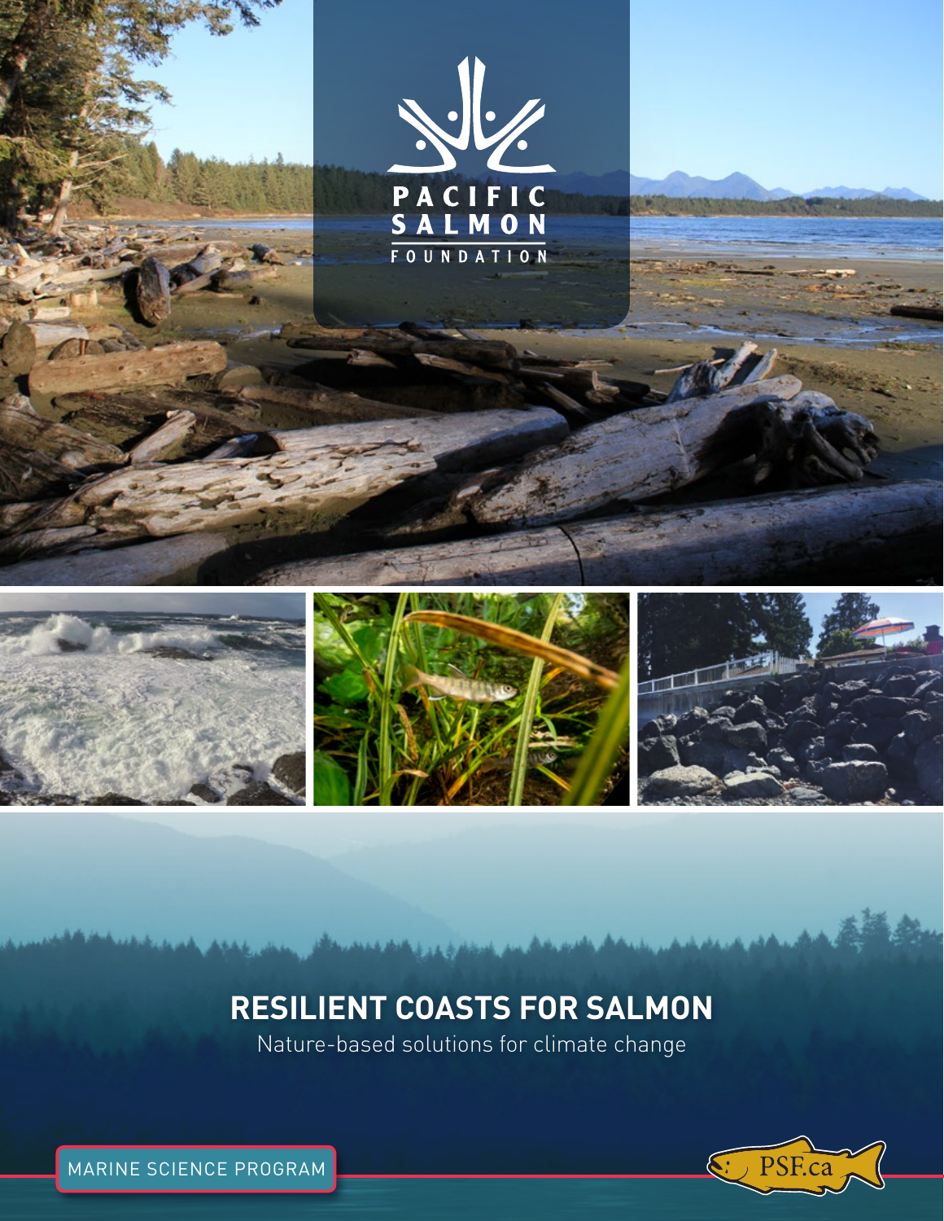PACIFIC SALMON FOUNDATION

# RESILIENT COASTS FOR SALMON

Nature-based solutions for climate change

MARINE SCIENCE PROGRAM

PSF.ca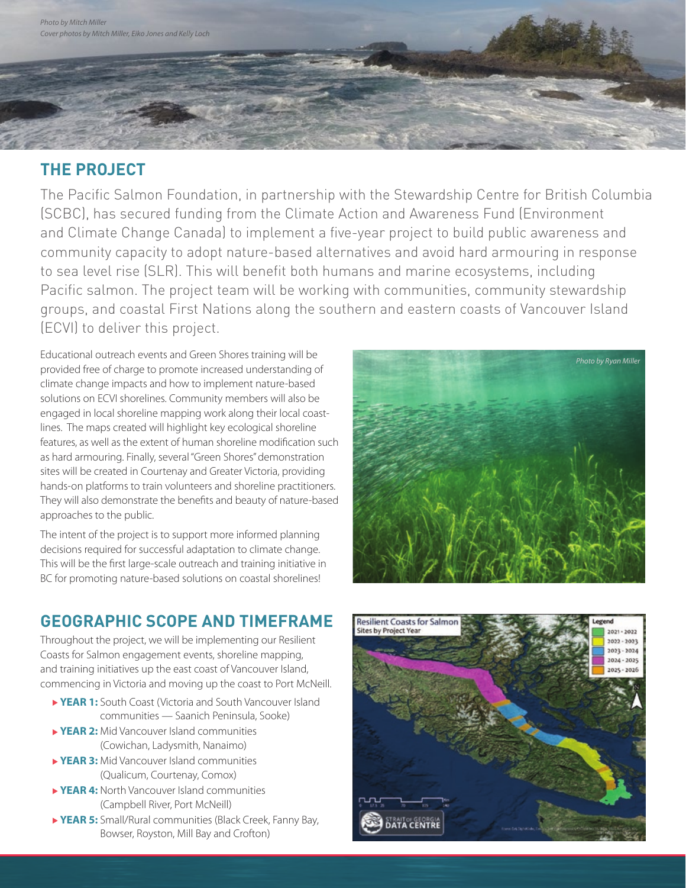*Photo by Mitch Miller*
*Cover photos by Mitch Miller, Eiko Jones and Kelly Loch*

## THE PROJECT

The Pacific Salmon Foundation, in partnership with the Stewardship Centre for British Columbia (SCBC), has secured funding from the Climate Action and Awareness Fund (Environment and Climate Change Canada) to implement a five-year project to build public awareness and community capacity to adopt nature-based alternatives and avoid hard armouring in response to sea level rise (SLR). This will benefit both humans and marine ecosystems, including Pacific salmon. The project team will be working with communities, community stewardship groups, and coastal First Nations along the southern and eastern coasts of Vancouver Island (ECVI) to deliver this project.

Educational outreach events and Green Shores training will be provided free of charge to promote increased understanding of climate change impacts and how to implement nature-based solutions on ECVI shorelines. Community members will also be engaged in local shoreline mapping work along their local coastlines. The maps created will highlight key ecological shoreline features, as well as the extent of human shoreline modification such as hard armouring. Finally, several "Green Shores" demonstration sites will be created in Courtenay and Greater Victoria, providing hands-on platforms to train volunteers and shoreline practitioners. They will also demonstrate the benefits and beauty of nature-based approaches to the public.

The intent of the project is to support more informed planning decisions required for successful adaptation to climate change. This will be the first large-scale outreach and training initiative in BC for promoting nature-based solutions on coastal shorelines!

*Photo by Ryan Miller*

## GEOGRAPHIC SCOPE AND TIMEFRAME

Throughout the project, we will be implementing our Resilient Coasts for Salmon engagement events, shoreline mapping, and training initiatives up the east coast of Vancouver Island, commencing in Victoria and moving up the coast to Port McNeill.

- **YEAR 1:** South Coast (Victoria and South Vancouver Island communities — Saanich Peninsula, Sooke)
- **YEAR 2:** Mid Vancouver Island communities (Cowichan, Ladysmith, Nanaimo)
- **YEAR 3:** Mid Vancouver Island communities (Qualicum, Courtenay, Comox)
- **YEAR 4:** North Vancouver Island communities (Campbell River, Port McNeill)
- **YEAR 5:** Small/Rural communities (Black Creek, Fanny Bay, Bowser, Royston, Mill Bay and Crofton)

Resilient Coasts for Salmon
Sites by Project Year

Legend
2021 - 2022
2022 - 2023
2023 - 2024
2024 - 2025
2025 - 2026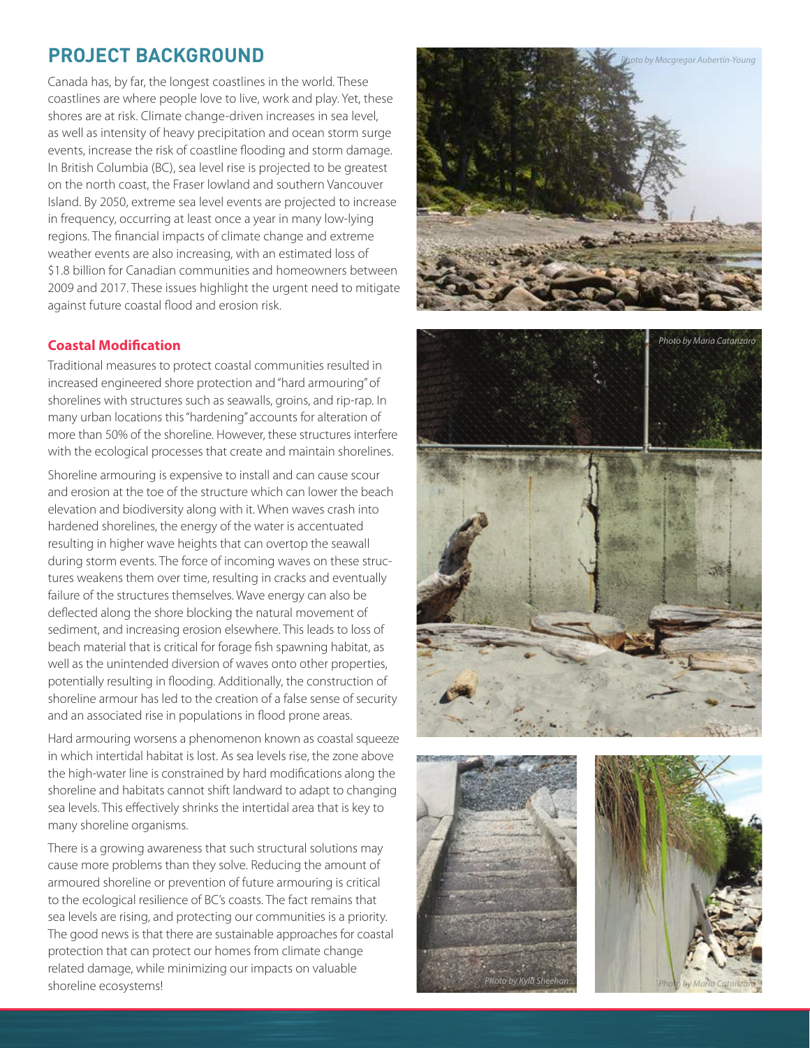## PROJECT BACKGROUND

Canada has, by far, the longest coastlines in the world. These coastlines are where people love to live, work and play. Yet, these shores are at risk. Climate change-driven increases in sea level, as well as intensity of heavy precipitation and ocean storm surge events, increase the risk of coastline flooding and storm damage. In British Columbia (BC), sea level rise is projected to be greatest on the north coast, the Fraser lowland and southern Vancouver Island. By 2050, extreme sea level events are projected to increase in frequency, occurring at least once a year in many low-lying regions. The financial impacts of climate change and extreme weather events are also increasing, with an estimated loss of $1.8 billion for Canadian communities and homeowners between 2009 and 2017. These issues highlight the urgent need to mitigate against future coastal flood and erosion risk.

### Coastal Modification

Traditional measures to protect coastal communities resulted in increased engineered shore protection and "hard armouring" of shorelines with structures such as seawalls, groins, and rip-rap. In many urban locations this "hardening" accounts for alteration of more than 50% of the shoreline. However, these structures interfere with the ecological processes that create and maintain shorelines.

Shoreline armouring is expensive to install and can cause scour and erosion at the toe of the structure which can lower the beach elevation and biodiversity along with it. When waves crash into hardened shorelines, the energy of the water is accentuated resulting in higher wave heights that can overtop the seawall during storm events. The force of incoming waves on these structures weakens them over time, resulting in cracks and eventually failure of the structures themselves. Wave energy can also be deflected along the shore blocking the natural movement of sediment, and increasing erosion elsewhere. This leads to loss of beach material that is critical for forage fish spawning habitat, as well as the unintended diversion of waves onto other properties, potentially resulting in flooding. Additionally, the construction of shoreline armour has led to the creation of a false sense of security and an associated rise in populations in flood prone areas.

Hard armouring worsens a phenomenon known as coastal squeeze in which intertidal habitat is lost. As sea levels rise, the zone above the high-water line is constrained by hard modifications along the shoreline and habitats cannot shift landward to adapt to changing sea levels. This effectively shrinks the intertidal area that is key to many shoreline organisms.

There is a growing awareness that such structural solutions may cause more problems than they solve. Reducing the amount of armoured shoreline or prevention of future armouring is critical to the ecological resilience of BC's coasts. The fact remains that sea levels are rising, and protecting our communities is a priority. The good news is that there are sustainable approaches for coastal protection that can protect our homes from climate change related damage, while minimizing our impacts on valuable shoreline ecosystems!

*Photo by Macgregor Aubertin-Young*

*Photo by Maria Catanzaro*

*Photo by Kyla Sheehan*

*Photo by Maria Catanzaro*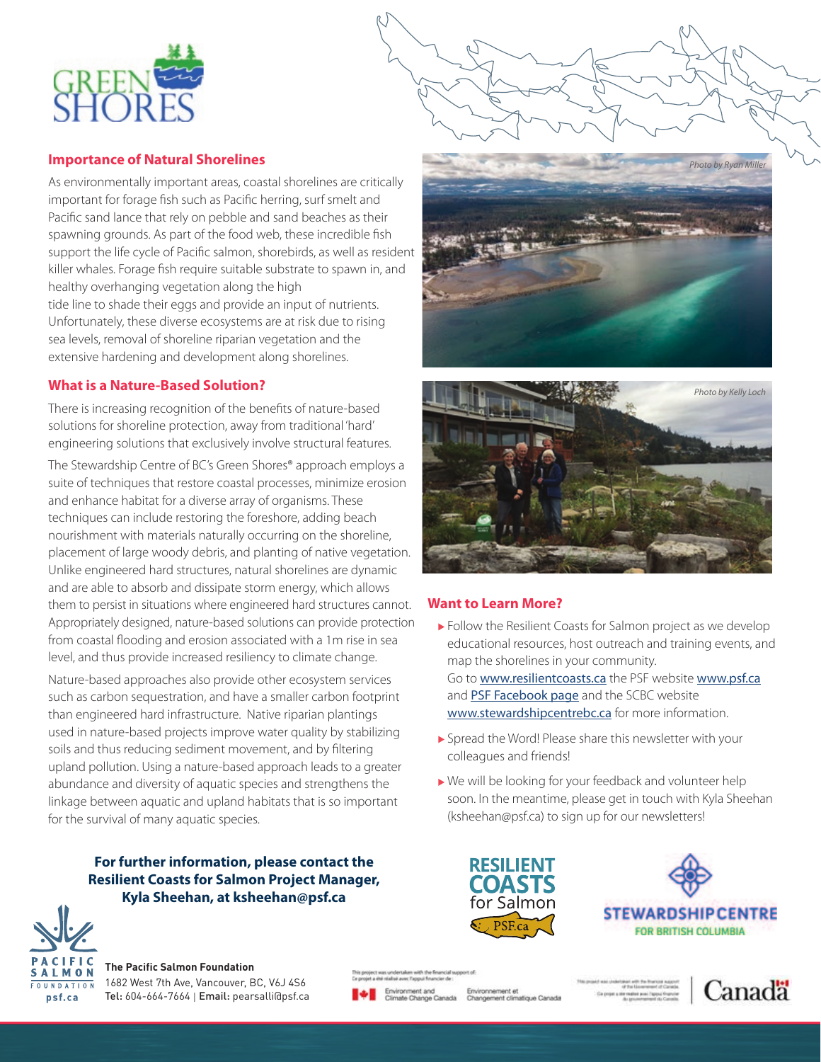GREEN SHORES

## Importance of Natural Shorelines

As environmentally important areas, coastal shorelines are critically important for forage fish such as Pacific herring, surf smelt and Pacific sand lance that rely on pebble and sand beaches as their spawning grounds. As part of the food web, these incredible fish support the life cycle of Pacific salmon, shorebirds, as well as resident killer whales. Forage fish require suitable substrate to spawn in, and healthy overhanging vegetation along the high tide line to shade their eggs and provide an input of nutrients. Unfortunately, these diverse ecosystems are at risk due to rising sea levels, removal of shoreline riparian vegetation and the extensive hardening and development along shorelines.

## What is a Nature-Based Solution?

There is increasing recognition of the benefits of nature-based solutions for shoreline protection, away from traditional 'hard' engineering solutions that exclusively involve structural features.

The Stewardship Centre of BC's Green Shores® approach employs a suite of techniques that restore coastal processes, minimize erosion and enhance habitat for a diverse array of organisms. These techniques can include restoring the foreshore, adding beach nourishment with materials naturally occurring on the shoreline, placement of large woody debris, and planting of native vegetation. Unlike engineered hard structures, natural shorelines are dynamic and are able to absorb and dissipate storm energy, which allows them to persist in situations where engineered hard structures cannot. Appropriately designed, nature-based solutions can provide protection from coastal flooding and erosion associated with a 1m rise in sea level, and thus provide increased resiliency to climate change.

Nature-based approaches also provide other ecosystem services such as carbon sequestration, and have a smaller carbon footprint than engineered hard infrastructure. Native riparian plantings used in nature-based projects improve water quality by stabilizing soils and thus reducing sediment movement, and by filtering upland pollution. Using a nature-based approach leads to a greater abundance and diversity of aquatic species and strengthens the linkage between aquatic and upland habitats that is so important for the survival of many aquatic species.

*Photo by Ryan Miller*

*Photo by Kelly Loch*

## Want to Learn More?

- Follow the Resilient Coasts for Salmon project as we develop educational resources, host outreach and training events, and map the shorelines in your community. Go to www.resilientcoasts.ca the PSF website www.psf.ca and PSF Facebook page and the SCBC website www.stewardshipcentrebc.ca for more information.
- Spread the Word! Please share this newsletter with your colleagues and friends!
- We will be looking for your feedback and volunteer help soon. In the meantime, please get in touch with Kyla Sheehan (ksheehan@psf.ca) to sign up for our newsletters!

**For further information, please contact the Resilient Coasts for Salmon Project Manager, Kyla Sheehan, at ksheehan@psf.ca**

RESILIENT COASTS for Salmon PSF.ca

STEWARDSHIP CENTRE FOR BRITISH COLUMBIA

PACIFIC SALMON FOUNDATION psf.ca

**The Pacific Salmon Foundation**
1682 West 7th Ave, Vancouver, BC, V6J 4S6
**Tel:** 604-664-7664 | **Email:** pearsalli@psf.ca

This project was undertaken with the financial support of:
Ce projet a été réalisé avec l'appui financier de :
Environment and Climate Change Canada / Environnement et Changement climatique Canada

This project was undertaken with the financial support of the Government of Canada.
Ce projet a été réalisé avec l'appui financier du gouvernement du Canada.

Canada